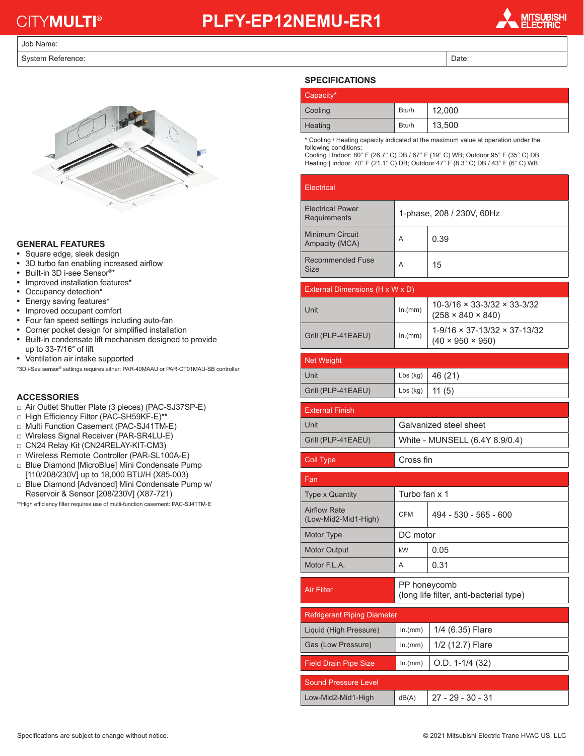# CITYMULTI® PLFY-EP12NEMU-ER1

MITSUBISHI ELECTRIC

| Job Name: | |
|---|---|
| System Reference: | Date: |

## GENERAL FEATURES

- Square edge, sleek design
- 3D turbo fan enabling increased airflow
- Built-in 3D i-see Sensor®*
- Improved installation features*
- Occupancy detection*
- Energy saving features*
- Improved occupant comfort
- Four fan speed settings including auto-fan
- Corner pocket design for simplified installation
- Built-in condensate lift mechanism designed to provide up to 33-7/16″ of lift
- Ventilation air intake supported

*3D i-See sensor® settings requires either: PAR-40MAAU or PAR-CT01MAU-SB controller

## ACCESSORIES

- □ Air Outlet Shutter Plate (3 pieces) (PAC-SJ37SP-E)
- □ High Efficiency Filter (PAC-SH59KF-E)**
- □ Multi Function Casement (PAC-SJ41TM-E)
- □ Wireless Signal Receiver (PAR-SR4LU-E)
- □ CN24 Relay Kit (CN24RELAY-KIT-CM3)
- □ Wireless Remote Controller (PAR-SL100A-E)
- □ Blue Diamond [MicroBlue] Mini Condensate Pump [110/208/230V] up to 18,000 BTU/H (X85-003)
- □ Blue Diamond [Advanced] Mini Condensate Pump w/ Reservoir & Sensor [208/230V] (X87-721)

**High efficiency filter requires use of multi-function casement: PAC-SJ41TM-E

## SPECIFICATIONS

| Capacity* | | |
|---|---|---|
| Cooling | Btu/h | 12,000 |
| Heating | Btu/h | 13,500 |

\* Cooling / Heating capacity indicated at the maximum value at operation under the following conditions:
Cooling | Indoor: 80° F (26.7° C) DB / 67° F (19° C) WB; Outdoor 95° F (35° C) DB
Heating | Indoor: 70° F (21.1° C) DB; Outdoor 47° F (8.3° C) DB / 43° F (6° C) WB

| Electrical | | |
|---|---|---|
| Electrical Power Requirements | 1-phase, 208 / 230V, 60Hz | |
| Minimum Circuit Ampacity (MCA) | A | 0.39 |
| Recommended Fuse Size | A | 15 |

| External Dimensions (H x W x D) | | |
|---|---|---|
| Unit | In.(mm) | 10-3/16 × 33-3/32 × 33-3/32 (258 × 840 × 840) |
| Grill (PLP-41EAEU) | In.(mm) | 1-9/16 × 37-13/32 × 37-13/32 (40 × 950 × 950) |

| Net Weight | | |
|---|---|---|
| Unit | Lbs (kg) | 46 (21) |
| Grill (PLP-41EAEU) | Lbs (kg) | 11 (5) |

| External Finish | |
|---|---|
| Unit | Galvanized steel sheet |
| Grill (PLP-41EAEU) | White - MUNSELL (6.4Y 8.9/0.4) |

| Coil Type | Cross fin |
|---|---|

| Fan | | |
|---|---|---|
| Type x Quantity | Turbo fan x 1 | |
| Airflow Rate (Low-Mid2-Mid1-High) | CFM | 494 - 530 - 565 - 600 |
| Motor Type | DC motor | |
| Motor Output | kW | 0.05 |
| Motor F.L.A. | A | 0.31 |

| Air Filter | PP honeycomb (long life filter, anti-bacterial type) |
|---|---|

| Refrigerant Piping Diameter | | |
|---|---|---|
| Liquid (High Pressure) | In.(mm) | 1/4 (6.35) Flare |
| Gas (Low Pressure) | In.(mm) | 1/2 (12.7) Flare |

| Field Drain Pipe Size | In.(mm) | O.D. 1-1/4 (32) |
|---|---|---|

| Sound Pressure Level | | |
|---|---|---|
| Low-Mid2-Mid1-High | dB(A) | 27 - 29 - 30 - 31 |

Specifications are subject to change without notice.

© 2021 Mitsubishi Electric Trane HVAC US, LLC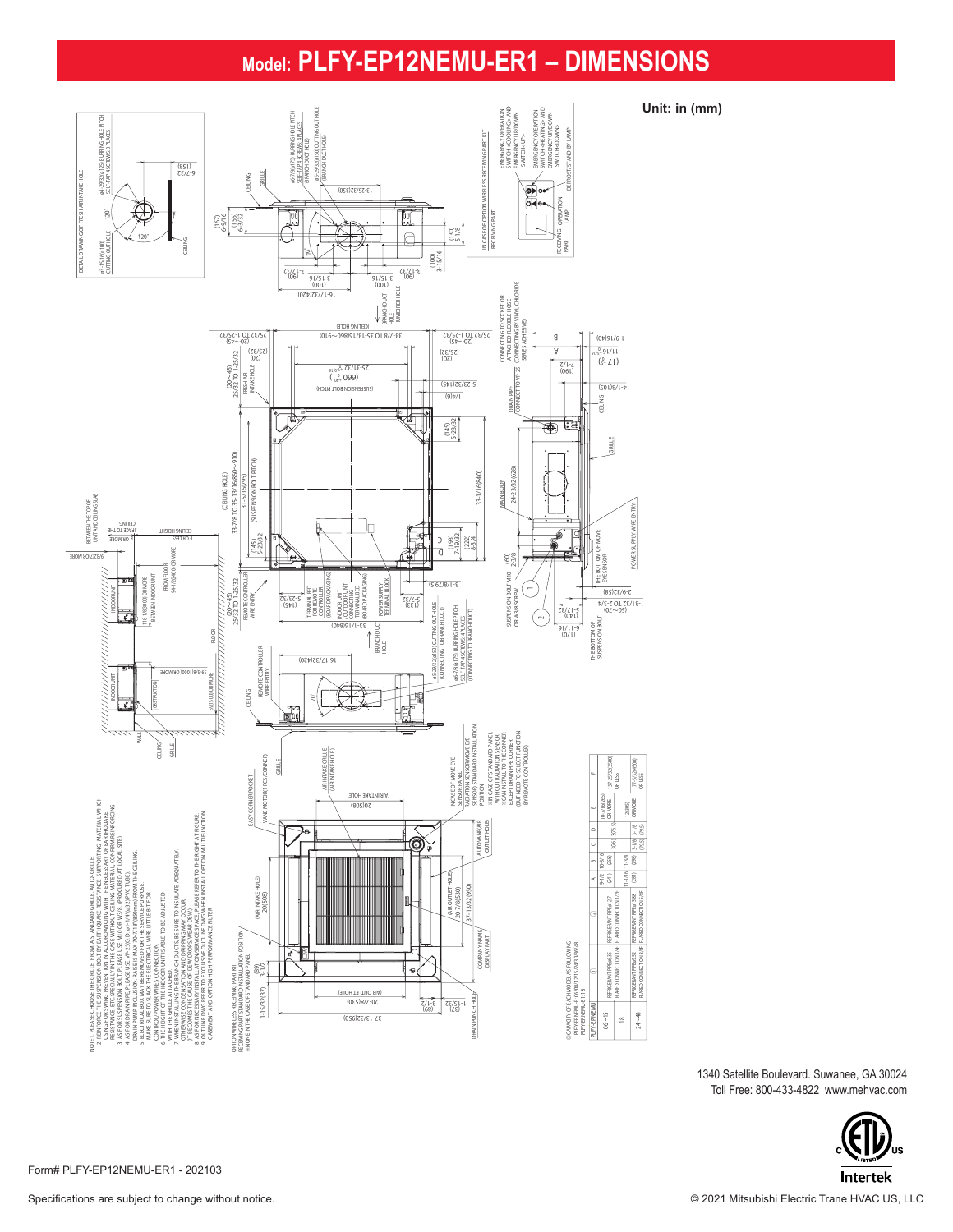# Model: PLFY-EP12NEMU-ER1 – DIMENSIONS

Unit: in (mm)

NOTE 1. PLEASE CHOOSE THE GRILLE FROM A STANDARD GRILLE, AUTO-GRILLE.
2. REINFORCE THE SUSPENSION BOLT BY EARTHQUAKE RESISTANCE SUPPORTING MATERIAL WHICH USING FOR SWING PREVENTION IN ACCORDANCE WITH THE NECESSITY OF EARTHQUAKE RESISTANCE. ETC. SPECIAL LY IN THE CASE WITHOUT CEILING MATERIAL, CONFIRM REINFORCING.
3. AS FOR SUSPENSION BOLT, PLEASE USE M10 OR W3/8 (PROCURED AT LOCAL SITE)
4. AS FOR DRAIN PIPE, PLEASE USE VP-25 (O.D. ø1-1/4 (ø32)) PVC TUBE.
DRAIN PUMP INCLUSION RAISES MAX 33-7/16 (850mm) FROM THE CEILING.
5. ELECTRICAL BOX MAY BE REMOVED FOR THE SERVICE PURPOSE. MAKE SURE TO SLACK THE ELECTRICAL WIRE LITTLE BIT FOR CONTROL/POWER WIRES CONNECTION.
6. THE HEIGHT OF THE INDOOR UNIT IS ABLE TO BE ADJUSTED WITH THE GRILLE ATTACHED.
7. WHEN INSTALLING THE BRANCH DUCTS BE SURE TO INSULATE ADEQUATELY. OTHERWISE CONDENSATION AND DRIPPING MAY OCCUR. (IT BECOMES THE CAUSE OF DEW DROPS/WEAR DEW)
8. AS FOR NECESSITY INSTALLATION SERVICE SPACE, PLEASE REFER TO THE RIGHT FIGURE.
9. OUTLINE DWG REFER TO EXCLUSIVE OUTLINE DWG WHEN INSTALL OPTION MULTIFUNCTION CASEMENT AND OPTION HIGH PERFORMANCE FILTER.

| PLFY-EP*NEMU | ① | ② | A | B | C | D | E | F |
|---|---|---|---|---|---|---|---|---|
| 06~15 | REFRIGERANT PIPE ø1/4 FLARED CONNECTION 1/4F | REFRIGERANT PIPE ø1/2 FLARED CONNECTION 1/2F | 9-1/2 (241) | 10-3/16 (258) | 3(76) | 3(76) | 10-7/16(265) OR MORE | 137-25/32(3500) OR LESS |
| 18 | | | 11-1/16 (281) | 11-3/4 (298) | 3-1/8 (79.5) | 3-1/8 (79.5) | 12(305) OR MORE | 177-5/32(4500) OR LESS |
| 24~48 | REFRIGERANT PIPE ø3/8 FLARED CONNECTION 3/8F | REFRIGERANT PIPE ø5/8 FLARED CONNECTION 5/8F | | | | | | |

※CAPACITY OF EACH MODEL AS FOLLOWING
PLFY-EP06/08/12/15/18/24/30/36/48
PLFY-EP06NEMU-E1-R

1340 Satellite Boulevard. Suwanee, GA 30024
Toll Free: 800-433-4822 www.mehvac.com

Form# PLFY-EP12NEMU-ER1 - 202103

Specifications are subject to change without notice.

© 2021 Mitsubishi Electric Trane HVAC US, LLC